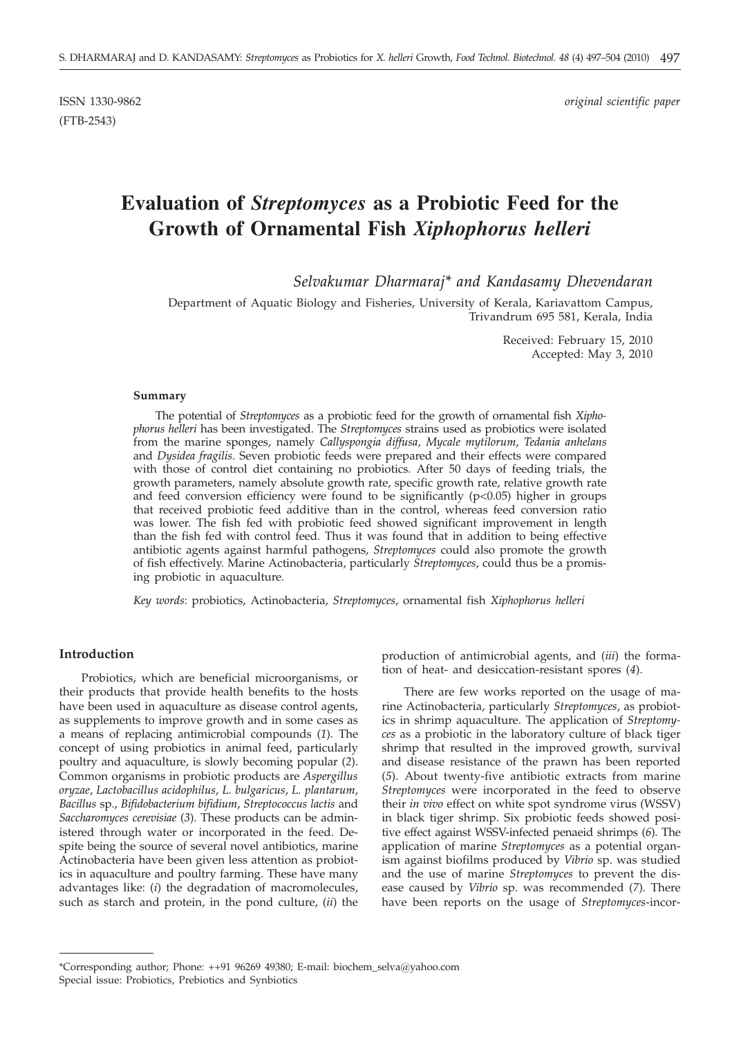ISSN 1330-9862 *original scientific paper*

(FTB-2543)

# Evaluation of *Streptomyces* as a Probiotic Feed for the Growth of Ornamental Fish *Xiphophorus helleri*

*Selvakumar Dharmaraj\* and Kandasamy Dhevendaran*

Department of Aquatic Biology and Fisheries, University of Kerala, Kariavattom Campus, Trivandrum 695 581, Kerala, India

Received: February 15, 2010
Accepted: May 3, 2010

### Summary

The potential of *Streptomyces* as a probiotic feed for the growth of ornamental fish *Xiphophorus helleri* has been investigated. The *Streptomyces* strains used as probiotics were isolated from the marine sponges, namely *Callyspongia diffusa*, *Mycale mytilorum*, *Tedania anhelans* and *Dysidea fragilis*. Seven probiotic feeds were prepared and their effects were compared with those of control diet containing no probiotics. After 50 days of feeding trials, the growth parameters, namely absolute growth rate, specific growth rate, relative growth rate and feed conversion efficiency were found to be significantly ($p<0.05$) higher in groups that received probiotic feed additive than in the control, whereas feed conversion ratio was lower. The fish fed with probiotic feed showed significant improvement in length than the fish fed with control feed. Thus it was found that in addition to being effective antibiotic agents against harmful pathogens, *Streptomyces* could also promote the growth of fish effectively. Marine Actinobacteria, particularly *Streptomyces*, could thus be a promising probiotic in aquaculture.

*Key words*: probiotics, Actinobacteria, *Streptomyces*, ornamental fish *Xiphophorus helleri*

## Introduction

Probiotics, which are beneficial microorganisms, or their products that provide health benefits to the hosts have been used in aquaculture as disease control agents, as supplements to improve growth and in some cases as a means of replacing antimicrobial compounds (*1*). The concept of using probiotics in animal feed, particularly poultry and aquaculture, is slowly becoming popular (*2*). Common organisms in probiotic products are *Aspergillus oryzae*, *Lactobacillus acidophilus*, *L. bulgaricus*, *L. plantarum*, *Bacillus* sp., *Bifidobacterium bifidium*, *Streptococcus lactis* and *Saccharomyces cerevisiae* (*3*). These products can be administered through water or incorporated in the feed. Despite being the source of several novel antibiotics, marine Actinobacteria have been given less attention as probiotics in aquaculture and poultry farming. These have many advantages like: (*i*) the degradation of macromolecules, such as starch and protein, in the pond culture, (*ii*) the production of antimicrobial agents, and (*iii*) the formation of heat- and desiccation-resistant spores (*4*).

There are few works reported on the usage of marine Actinobacteria, particularly *Streptomyces*, as probiotics in shrimp aquaculture. The application of *Streptomyces* as a probiotic in the laboratory culture of black tiger shrimp that resulted in the improved growth, survival and disease resistance of the prawn has been reported (*5*). About twenty-five antibiotic extracts from marine *Streptomyces* were incorporated in the feed to observe their *in vivo* effect on white spot syndrome virus (WSSV) in black tiger shrimp. Six probiotic feeds showed positive effect against WSSV-infected penaeid shrimps (*6*). The application of marine *Streptomyces* as a potential organism against biofilms produced by *Vibrio* sp. was studied and the use of marine *Streptomyces* to prevent the disease caused by *Vibrio* sp. was recommended (*7*). There have been reports on the usage of *Streptomyces*-incor-

\*Corresponding author; Phone: ++91 96269 49380; E-mail: biochem_selva@yahoo.com
Special issue: Probiotics, Prebiotics and Synbiotics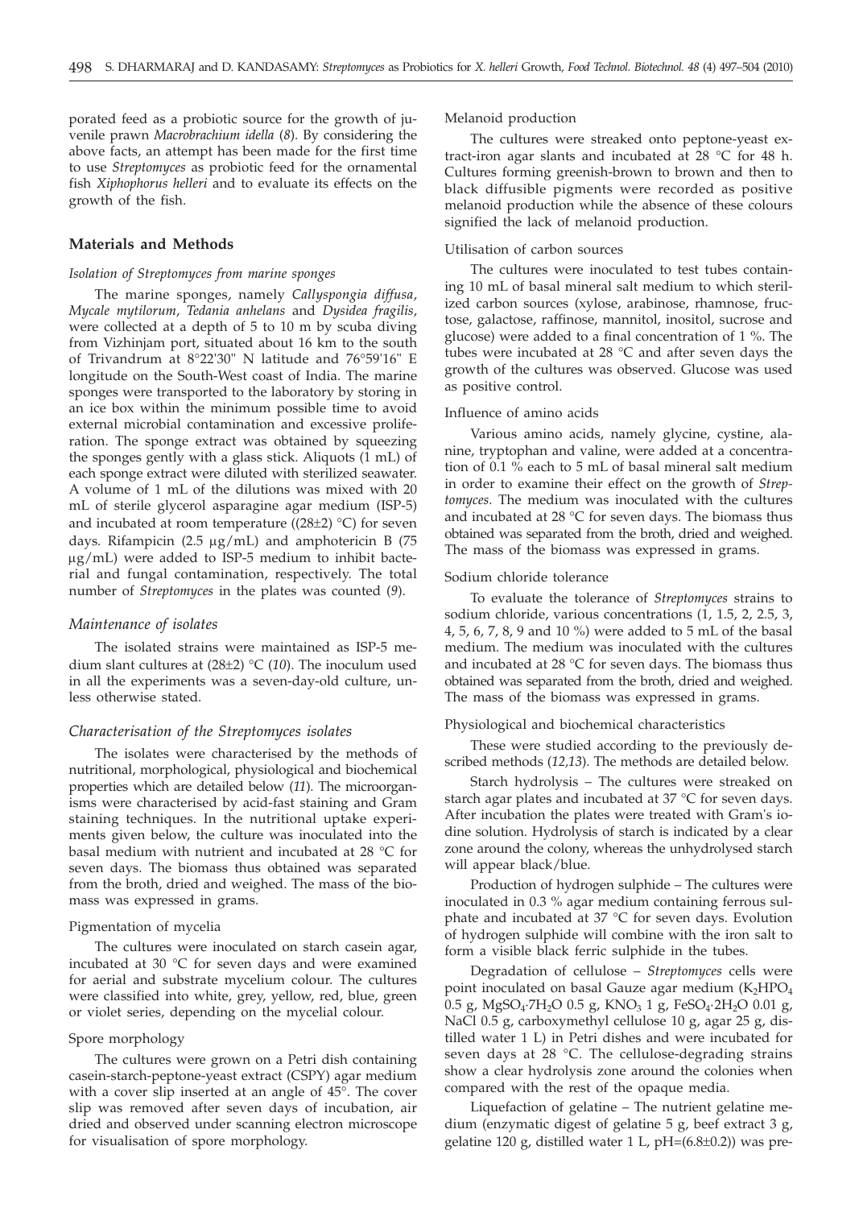porated feed as a probiotic source for the growth of juvenile prawn *Macrobrachium idella* (*8*). By considering the above facts, an attempt has been made for the first time to use *Streptomyces* as probiotic feed for the ornamental fish *Xiphophorus helleri* and to evaluate its effects on the growth of the fish.

## Materials and Methods

### *Isolation of Streptomyces from marine sponges*

The marine sponges, namely *Callyspongia diffusa*, *Mycale mytilorum*, *Tedania anhelans* and *Dysidea fragilis*, were collected at a depth of 5 to 10 m by scuba diving from Vizhinjam port, situated about 16 km to the south of Trivandrum at 8°22'30'' N latitude and 76°59'16'' E longitude on the South-West coast of India. The marine sponges were transported to the laboratory by storing in an ice box within the minimum possible time to avoid external microbial contamination and excessive proliferation. The sponge extract was obtained by squeezing the sponges gently with a glass stick. Aliquots (1 mL) of each sponge extract were diluted with sterilized seawater. A volume of 1 mL of the dilutions was mixed with 20 mL of sterile glycerol asparagine agar medium (ISP-5) and incubated at room temperature ((28±2) °C) for seven days. Rifampicin (2.5 μg/mL) and amphotericin B (75 μg/mL) were added to ISP-5 medium to inhibit bacterial and fungal contamination, respectively. The total number of *Streptomyces* in the plates was counted (*9*).

### *Maintenance of isolates*

The isolated strains were maintained as ISP-5 medium slant cultures at (28±2) °C (*10*). The inoculum used in all the experiments was a seven-day-old culture, unless otherwise stated.

### *Characterisation of the Streptomyces isolates*

The isolates were characterised by the methods of nutritional, morphological, physiological and biochemical properties which are detailed below (*11*). The microorganisms were characterised by acid-fast staining and Gram staining techniques. In the nutritional uptake experiments given below, the culture was inoculated into the basal medium with nutrient and incubated at 28 °C for seven days. The biomass thus obtained was separated from the broth, dried and weighed. The mass of the biomass was expressed in grams.

#### Pigmentation of mycelia

The cultures were inoculated on starch casein agar, incubated at 30 °C for seven days and were examined for aerial and substrate mycelium colour. The cultures were classified into white, grey, yellow, red, blue, green or violet series, depending on the mycelial colour.

#### Spore morphology

The cultures were grown on a Petri dish containing casein-starch-peptone-yeast extract (CSPY) agar medium with a cover slip inserted at an angle of 45°. The cover slip was removed after seven days of incubation, air dried and observed under scanning electron microscope for visualisation of spore morphology.

#### Melanoid production

The cultures were streaked onto peptone-yeast extract-iron agar slants and incubated at 28 °C for 48 h. Cultures forming greenish-brown to brown and then to black diffusible pigments were recorded as positive melanoid production while the absence of these colours signified the lack of melanoid production.

#### Utilisation of carbon sources

The cultures were inoculated to test tubes containing 10 mL of basal mineral salt medium to which sterilized carbon sources (xylose, arabinose, rhamnose, fructose, galactose, raffinose, mannitol, inositol, sucrose and glucose) were added to a final concentration of 1 %. The tubes were incubated at 28 °C and after seven days the growth of the cultures was observed. Glucose was used as positive control.

#### Influence of amino acids

Various amino acids, namely glycine, cystine, alanine, tryptophan and valine, were added at a concentration of 0.1 % each to 5 mL of basal mineral salt medium in order to examine their effect on the growth of *Streptomyces.* The medium was inoculated with the cultures and incubated at 28 °C for seven days. The biomass thus obtained was separated from the broth, dried and weighed. The mass of the biomass was expressed in grams.

#### Sodium chloride tolerance

To evaluate the tolerance of *Streptomyces* strains to sodium chloride, various concentrations (1, 1.5, 2, 2.5, 3, 4, 5, 6, 7, 8, 9 and 10 %) were added to 5 mL of the basal medium. The medium was inoculated with the cultures and incubated at 28 °C for seven days. The biomass thus obtained was separated from the broth, dried and weighed. The mass of the biomass was expressed in grams.

#### Physiological and biochemical characteristics

These were studied according to the previously described methods (*12,13*). The methods are detailed below.

Starch hydrolysis – The cultures were streaked on starch agar plates and incubated at 37 °C for seven days. After incubation the plates were treated with Gram's iodine solution. Hydrolysis of starch is indicated by a clear zone around the colony, whereas the unhydrolysed starch will appear black/blue.

Production of hydrogen sulphide – The cultures were inoculated in 0.3 % agar medium containing ferrous sulphate and incubated at 37 °C for seven days. Evolution of hydrogen sulphide will combine with the iron salt to form a visible black ferric sulphide in the tubes.

Degradation of cellulose – *Streptomyces* cells were point inoculated on basal Gauze agar medium ($K_2HPO_4$ 0.5 g, $MgSO_4 \cdot 7H_2O$ 0.5 g, $KNO_3$ 1 g, $FeSO_4 \cdot 2H_2O$ 0.01 g, NaCl 0.5 g, carboxymethyl cellulose 10 g, agar 25 g, distilled water 1 L) in Petri dishes and were incubated for seven days at 28 °C. The cellulose-degrading strains show a clear hydrolysis zone around the colonies when compared with the rest of the opaque media.

Liquefaction of gelatine – The nutrient gelatine medium (enzymatic digest of gelatine 5 g, beef extract 3 g, gelatine 120 g, distilled water 1 L, pH=(6.8±0.2)) was pre-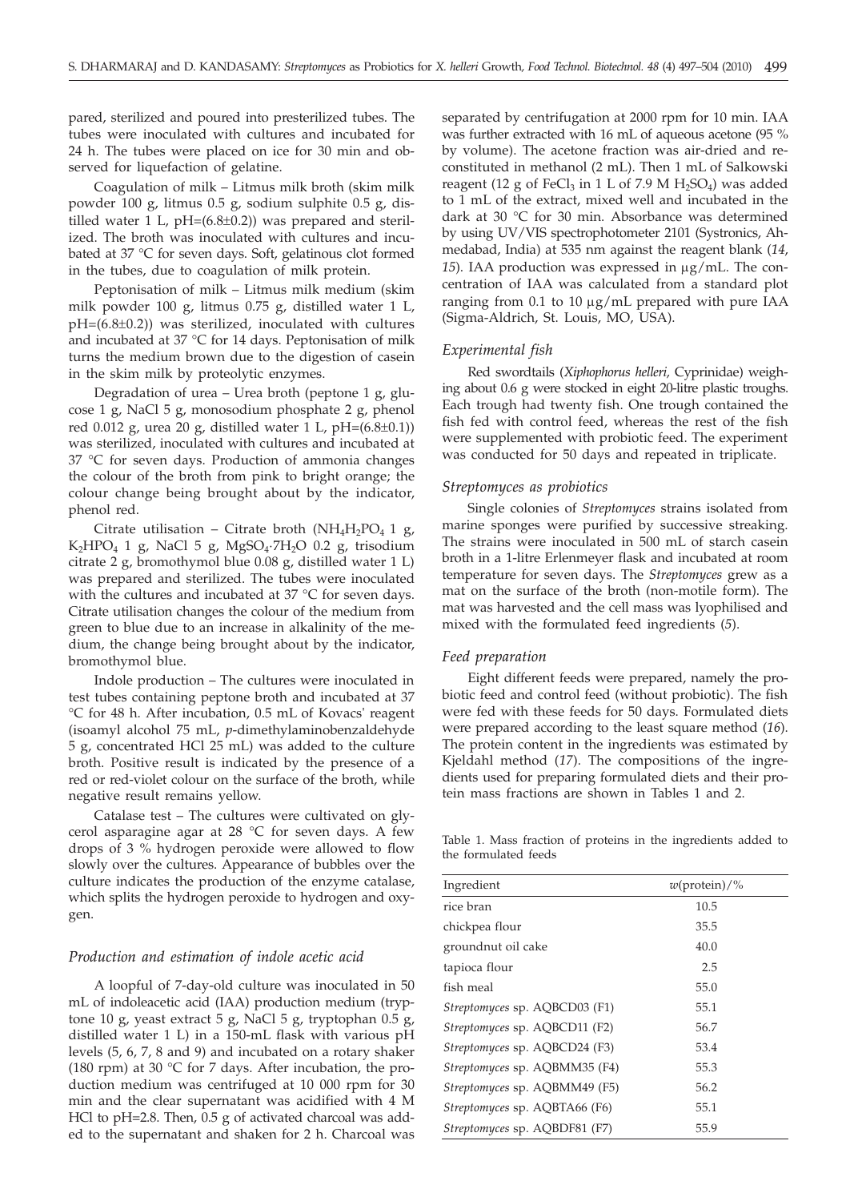pared, sterilized and poured into presterilized tubes. The tubes were inoculated with cultures and incubated for 24 h. The tubes were placed on ice for 30 min and observed for liquefaction of gelatine.

Coagulation of milk – Litmus milk broth (skim milk powder 100 g, litmus 0.5 g, sodium sulphite 0.5 g, distilled water 1 L, pH=(6.8±0.2)) was prepared and sterilized. The broth was inoculated with cultures and incubated at 37 °C for seven days. Soft, gelatinous clot formed in the tubes, due to coagulation of milk protein.

Peptonisation of milk – Litmus milk medium (skim milk powder 100 g, litmus 0.75 g, distilled water 1 L, pH=(6.8±0.2)) was sterilized, inoculated with cultures and incubated at 37 °C for 14 days. Peptonisation of milk turns the medium brown due to the digestion of casein in the skim milk by proteolytic enzymes.

Degradation of urea – Urea broth (peptone 1 g, glucose 1 g, NaCl 5 g, monosodium phosphate 2 g, phenol red 0.012 g, urea 20 g, distilled water 1 L, pH=(6.8±0.1)) was sterilized, inoculated with cultures and incubated at 37 °C for seven days. Production of ammonia changes the colour of the broth from pink to bright orange; the colour change being brought about by the indicator, phenol red.

Citrate utilisation – Citrate broth ($NH_4H_2PO_4$ 1 g, $K_2HPO_4$ 1 g, NaCl 5 g, $MgSO_4{\cdot}7H_2O$ 0.2 g, trisodium citrate 2 g, bromothymol blue 0.08 g, distilled water 1 L) was prepared and sterilized. The tubes were inoculated with the cultures and incubated at 37 °C for seven days. Citrate utilisation changes the colour of the medium from green to blue due to an increase in alkalinity of the medium, the change being brought about by the indicator, bromothymol blue.

Indole production – The cultures were inoculated in test tubes containing peptone broth and incubated at 37 °C for 48 h. After incubation, 0.5 mL of Kovacs' reagent (isoamyl alcohol 75 mL, *p*-dimethylaminobenzaldehyde 5 g, concentrated HCl 25 mL) was added to the culture broth. Positive result is indicated by the presence of a red or red-violet colour on the surface of the broth, while negative result remains yellow.

Catalase test – The cultures were cultivated on glycerol asparagine agar at 28 °C for seven days. A few drops of 3 % hydrogen peroxide were allowed to flow slowly over the cultures. Appearance of bubbles over the culture indicates the production of the enzyme catalase, which splits the hydrogen peroxide to hydrogen and oxygen.

### *Production and estimation of indole acetic acid*

A loopful of 7-day-old culture was inoculated in 50 mL of indoleacetic acid (IAA) production medium (tryptone 10 g, yeast extract 5 g, NaCl 5 g, tryptophan 0.5 g, distilled water 1 L) in a 150-mL flask with various pH levels (5, 6, 7, 8 and 9) and incubated on a rotary shaker (180 rpm) at 30 °C for 7 days. After incubation, the production medium was centrifuged at 10 000 rpm for 30 min and the clear supernatant was acidified with 4 M HCl to pH=2.8. Then, 0.5 g of activated charcoal was added to the supernatant and shaken for 2 h. Charcoal was separated by centrifugation at 2000 rpm for 10 min. IAA was further extracted with 16 mL of aqueous acetone (95 % by volume). The acetone fraction was air-dried and reconstituted in methanol (2 mL). Then 1 mL of Salkowski reagent (12 g of $FeCl_3$ in 1 L of 7.9 M $H_2SO_4$) was added to 1 mL of the extract, mixed well and incubated in the dark at 30 °C for 30 min. Absorbance was determined by using UV/VIS spectrophotometer 2101 (Systronics, Ahmedabad, India) at 535 nm against the reagent blank (*14*, *15*). IAA production was expressed in μg/mL. The concentration of IAA was calculated from a standard plot ranging from 0.1 to 10 μg/mL prepared with pure IAA (Sigma-Aldrich, St. Louis, MO, USA).

### *Experimental fish*

Red swordtails (*Xiphophorus helleri*, Cyprinidae) weighing about 0.6 g were stocked in eight 20-litre plastic troughs. Each trough had twenty fish. One trough contained the fish fed with control feed, whereas the rest of the fish were supplemented with probiotic feed. The experiment was conducted for 50 days and repeated in triplicate.

### *Streptomyces as probiotics*

Single colonies of *Streptomyces* strains isolated from marine sponges were purified by successive streaking. The strains were inoculated in 500 mL of starch casein broth in a 1-litre Erlenmeyer flask and incubated at room temperature for seven days. The *Streptomyces* grew as a mat on the surface of the broth (non-motile form). The mat was harvested and the cell mass was lyophilised and mixed with the formulated feed ingredients (*5*).

### *Feed preparation*

Eight different feeds were prepared, namely the probiotic feed and control feed (without probiotic). The fish were fed with these feeds for 50 days. Formulated diets were prepared according to the least square method (*16*). The protein content in the ingredients was estimated by Kjeldahl method (*17*). The compositions of the ingredients used for preparing formulated diets and their protein mass fractions are shown in Tables 1 and 2.

Table 1. Mass fraction of proteins in the ingredients added to the formulated feeds

| Ingredient | *w*(protein)/% |
|---|---|
| rice bran | 10.5 |
| chickpea flour | 35.5 |
| groundnut oil cake | 40.0 |
| tapioca flour | 2.5 |
| fish meal | 55.0 |
| *Streptomyces* sp. AQBCD03 (F1) | 55.1 |
| *Streptomyces* sp. AQBCD11 (F2) | 56.7 |
| *Streptomyces* sp. AQBCD24 (F3) | 53.4 |
| *Streptomyces* sp. AQBMM35 (F4) | 55.3 |
| *Streptomyces* sp. AQBMM49 (F5) | 56.2 |
| *Streptomyces* sp. AQBTA66 (F6) | 55.1 |
| *Streptomyces* sp. AQBDF81 (F7) | 55.9 |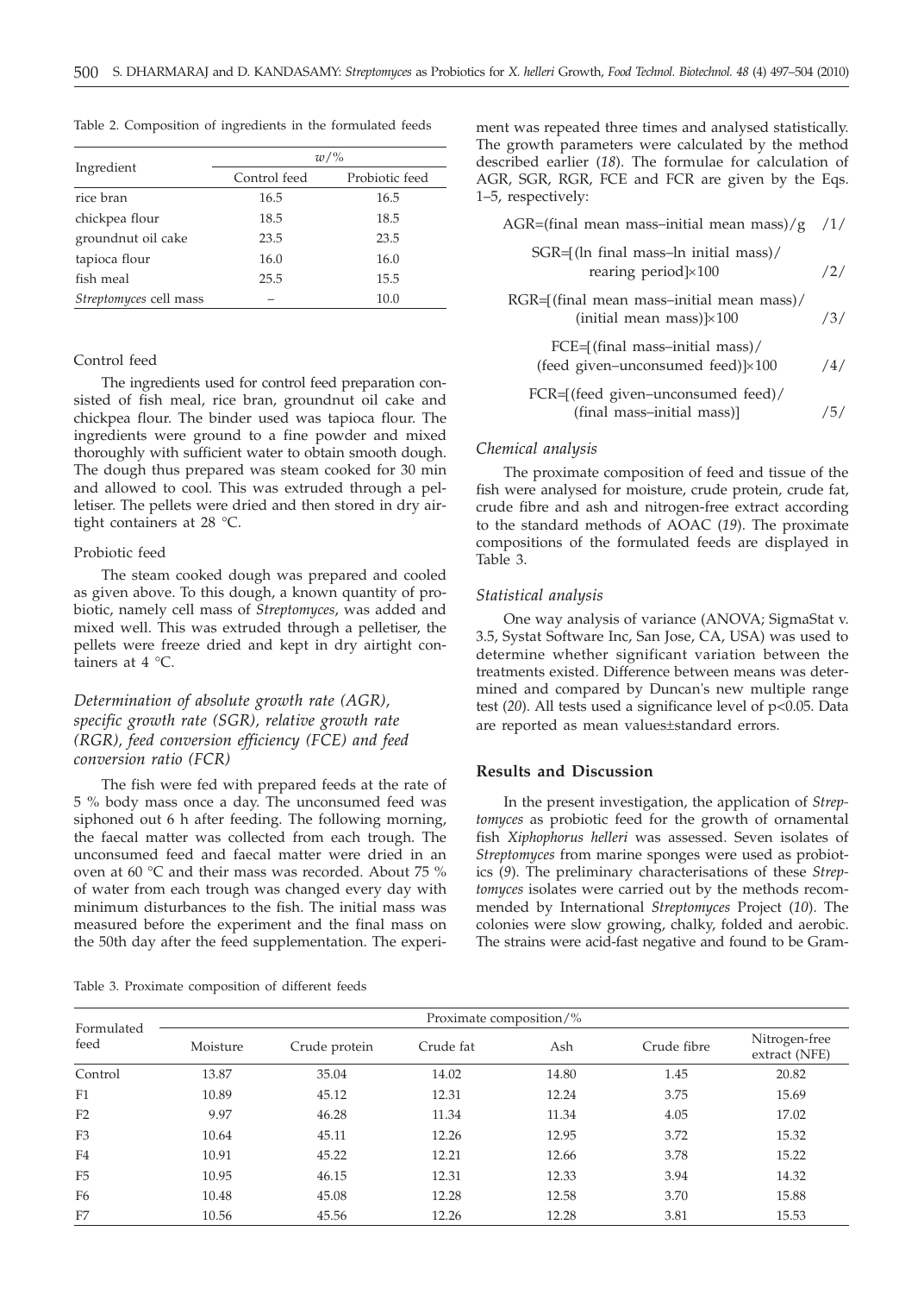Table 2. Composition of ingredients in the formulated feeds

| Ingredient | $w$/% | |
|---|---|---|
| | Control feed | Probiotic feed |
| rice bran | 16.5 | 16.5 |
| chickpea flour | 18.5 | 18.5 |
| groundnut oil cake | 23.5 | 23.5 |
| tapioca flour | 16.0 | 16.0 |
| fish meal | 25.5 | 15.5 |
| *Streptomyces* cell mass | – | 10.0 |

Control feed

The ingredients used for control feed preparation consisted of fish meal, rice bran, groundnut oil cake and chickpea flour. The binder used was tapioca flour. The ingredients were ground to a fine powder and mixed thoroughly with sufficient water to obtain smooth dough. The dough thus prepared was steam cooked for 30 min and allowed to cool. This was extruded through a pelletiser. The pellets were dried and then stored in dry airtight containers at 28 °C.

Probiotic feed

The steam cooked dough was prepared and cooled as given above. To this dough, a known quantity of probiotic, namely cell mass of *Streptomyces*, was added and mixed well. This was extruded through a pelletiser, the pellets were freeze dried and kept in dry airtight containers at 4 °C.

### *Determination of absolute growth rate (AGR), specific growth rate (SGR), relative growth rate (RGR), feed conversion efficiency (FCE) and feed conversion ratio (FCR)*

The fish were fed with prepared feeds at the rate of 5 % body mass once a day. The unconsumed feed was siphoned out 6 h after feeding. The following morning, the faecal matter was collected from each trough. The unconsumed feed and faecal matter were dried in an oven at 60 °C and their mass was recorded. About 75 % of water from each trough was changed every day with minimum disturbances to the fish. The initial mass was measured before the experiment and the final mass on the 50th day after the feed supplementation. The experiment was repeated three times and analysed statistically. The growth parameters were calculated by the method described earlier (*18*). The formulae for calculation of AGR, SGR, RGR, FCE and FCR are given by the Eqs. 1–5, respectively:

$$\text{AGR}=(\text{final mean mass}-\text{initial mean mass})/\text{g} \quad /1/$$

$$\text{SGR}=[(\ln \text{final mass}-\ln \text{initial mass})/\text{rearing period}]\times 100 \quad /2/$$

$$\text{RGR}=[(\text{final mean mass}-\text{initial mean mass})/(\text{initial mean mass})]\times 100 \quad /3/$$

$$\text{FCE}=[(\text{final mass}-\text{initial mass})/(\text{feed given}-\text{unconsumed feed})]\times 100 \quad /4/$$

$$\text{FCR}=[(\text{feed given}-\text{unconsumed feed})/(\text{final mass}-\text{initial mass})] \quad /5/$$

### *Chemical analysis*

The proximate composition of feed and tissue of the fish were analysed for moisture, crude protein, crude fat, crude fibre and ash and nitrogen-free extract according to the standard methods of AOAC (*19*). The proximate compositions of the formulated feeds are displayed in Table 3.

### *Statistical analysis*

One way analysis of variance (ANOVA; SigmaStat v. 3.5, Systat Software Inc, San Jose, CA, USA) was used to determine whether significant variation between the treatments existed. Difference between means was determined and compared by Duncan's new multiple range test (*20*). All tests used a significance level of $p<0.05$. Data are reported as mean values±standard errors.

## Results and Discussion

In the present investigation, the application of *Streptomyces* as probiotic feed for the growth of ornamental fish *Xiphophorus helleri* was assessed. Seven isolates of *Streptomyces* from marine sponges were used as probiotics (*9*). The preliminary characterisations of these *Streptomyces* isolates were carried out by the methods recommended by International *Streptomyces* Project (*10*). The colonies were slow growing, chalky, folded and aerobic. The strains were acid-fast negative and found to be Gram-

Table 3. Proximate composition of different feeds

| Formulated feed | Proximate composition/% | | | | | |
|---|---|---|---|---|---|---|
| | Moisture | Crude protein | Crude fat | Ash | Crude fibre | Nitrogen-free extract (NFE) |
| Control | 13.87 | 35.04 | 14.02 | 14.80 | 1.45 | 20.82 |
| F1 | 10.89 | 45.12 | 12.31 | 12.24 | 3.75 | 15.69 |
| F2 | 9.97 | 46.28 | 11.34 | 11.34 | 4.05 | 17.02 |
| F3 | 10.64 | 45.11 | 12.26 | 12.95 | 3.72 | 15.32 |
| F4 | 10.91 | 45.22 | 12.21 | 12.66 | 3.78 | 15.22 |
| F5 | 10.95 | 46.15 | 12.31 | 12.33 | 3.94 | 14.32 |
| F6 | 10.48 | 45.08 | 12.28 | 12.58 | 3.70 | 15.88 |
| F7 | 10.56 | 45.56 | 12.26 | 12.28 | 3.81 | 15.53 |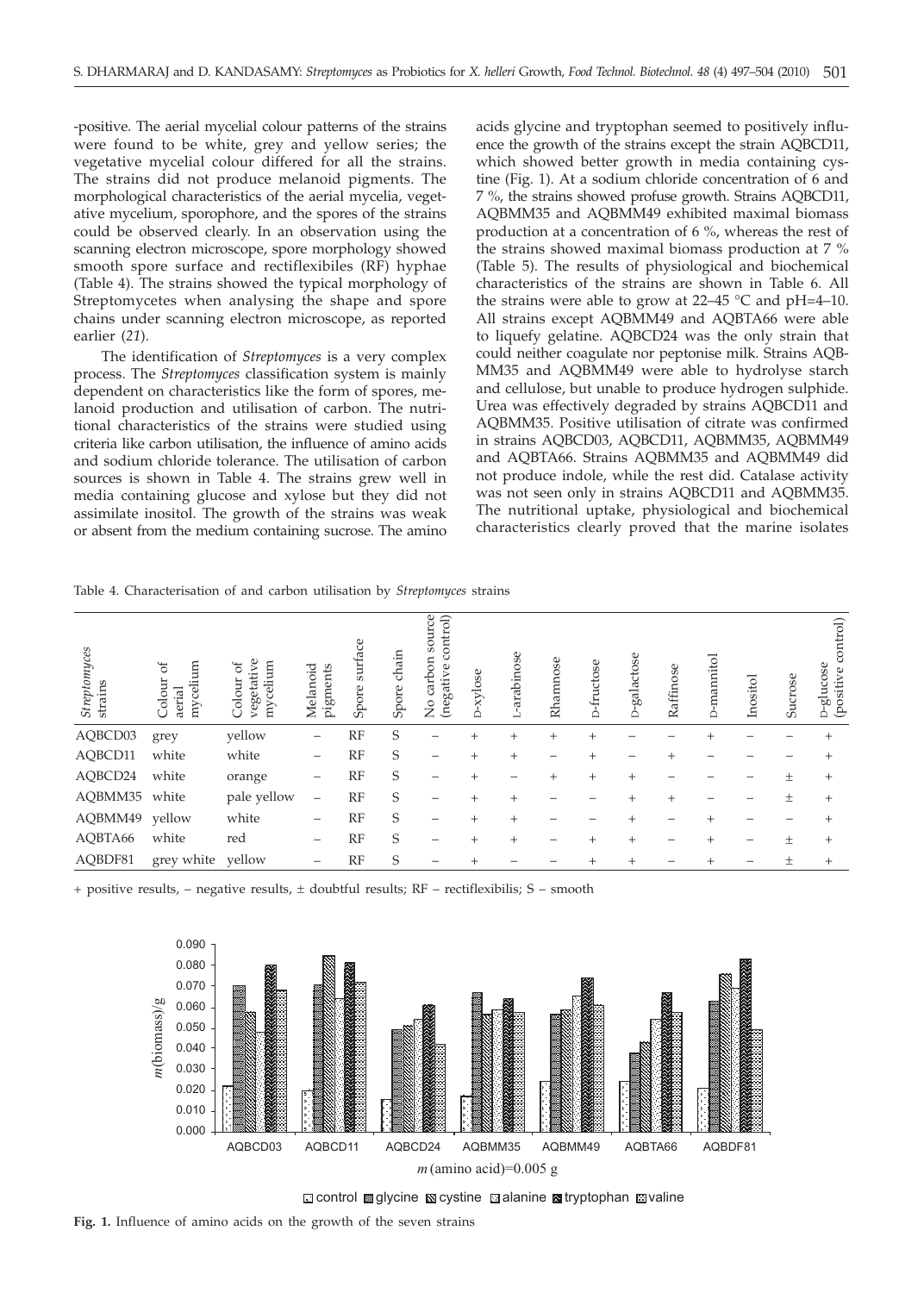-positive. The aerial mycelial colour patterns of the strains were found to be white, grey and yellow series; the vegetative mycelial colour differed for all the strains. The strains did not produce melanoid pigments. The morphological characteristics of the aerial mycelia, vegetative mycelium, sporophore, and the spores of the strains could be observed clearly. In an observation using the scanning electron microscope, spore morphology showed smooth spore surface and rectiflexibiles (RF) hyphae (Table 4). The strains showed the typical morphology of Streptomycetes when analysing the shape and spore chains under scanning electron microscope, as reported earlier (*21*).

The identification of *Streptomyces* is a very complex process. The *Streptomyces* classification system is mainly dependent on characteristics like the form of spores, melanoid production and utilisation of carbon. The nutritional characteristics of the strains were studied using criteria like carbon utilisation, the influence of amino acids and sodium chloride tolerance. The utilisation of carbon sources is shown in Table 4. The strains grew well in media containing glucose and xylose but they did not assimilate inositol. The growth of the strains was weak or absent from the medium containing sucrose. The amino acids glycine and tryptophan seemed to positively influence the growth of the strains except the strain AQBCD11, which showed better growth in media containing cystine (Fig. 1). At a sodium chloride concentration of 6 and 7 %, the strains showed profuse growth. Strains AQBCD11, AQBMM35 and AQBMM49 exhibited maximal biomass production at a concentration of 6 %, whereas the rest of the strains showed maximal biomass production at 7 % (Table 5). The results of physiological and biochemical characteristics of the strains are shown in Table 6. All the strains were able to grow at 22–45 °C and pH=4–10. All strains except AQBMM49 and AQBTA66 were able to liquefy gelatine. AQBCD24 was the only strain that could neither coagulate nor peptonise milk. Strains AQBMM35 and AQBMM49 were able to hydrolyse starch and cellulose, but unable to produce hydrogen sulphide. Urea was effectively degraded by strains AQBCD11 and AQBMM35. Positive utilisation of citrate was confirmed in strains AQBCD03, AQBCD11, AQBMM35, AQBMM49 and AQBTA66. Strains AQBMM35 and AQBMM49 did not produce indole, while the rest did. Catalase activity was not seen only in strains AQBCD11 and AQBMM35. The nutritional uptake, physiological and biochemical characteristics clearly proved that the marine isolates

Table 4. Characterisation of and carbon utilisation by *Streptomyces* strains

| *Streptomyces* strains | Colour of aerial mycelium | Colour of vegetative mycelium | Melanoid pigments | Spore surface | Spore chain | No carbon source (negative control) | D-xylose | L-arabinose | Rhamnose | D-fructose | D-galactose | Raffinose | D-mannitol | Inositol | Sucrose | D-glucose (positive control) |
|---|---|---|---|---|---|---|---|---|---|---|---|---|---|---|---|---|
| AQBCD03 | grey | yellow | – | RF | S | – | + | + | + | + | – | – | + | – | – | + |
| AQBCD11 | white | white | – | RF | S | – | + | + | – | + | – | + | – | – | – | + |
| AQBCD24 | white | orange | – | RF | S | – | + | – | + | + | + | – | – | – | ± | + |
| AQBMM35 | white | pale yellow | – | RF | S | – | + | + | – | – | + | + | – | – | ± | + |
| AQBMM49 | yellow | white | – | RF | S | – | + | + | – | – | + | – | + | – | – | + |
| AQBTA66 | white | red | – | RF | S | – | + | + | – | + | + | – | + | – | ± | + |
| AQBDF81 | grey white | yellow | – | RF | S | – | + | – | – | + | + | – | + | – | ± | + |

+ positive results, – negative results, ± doubtful results; RF – rectiflexibilis; S – smooth

**Fig. 1.** Influence of amino acids on the growth of the seven strains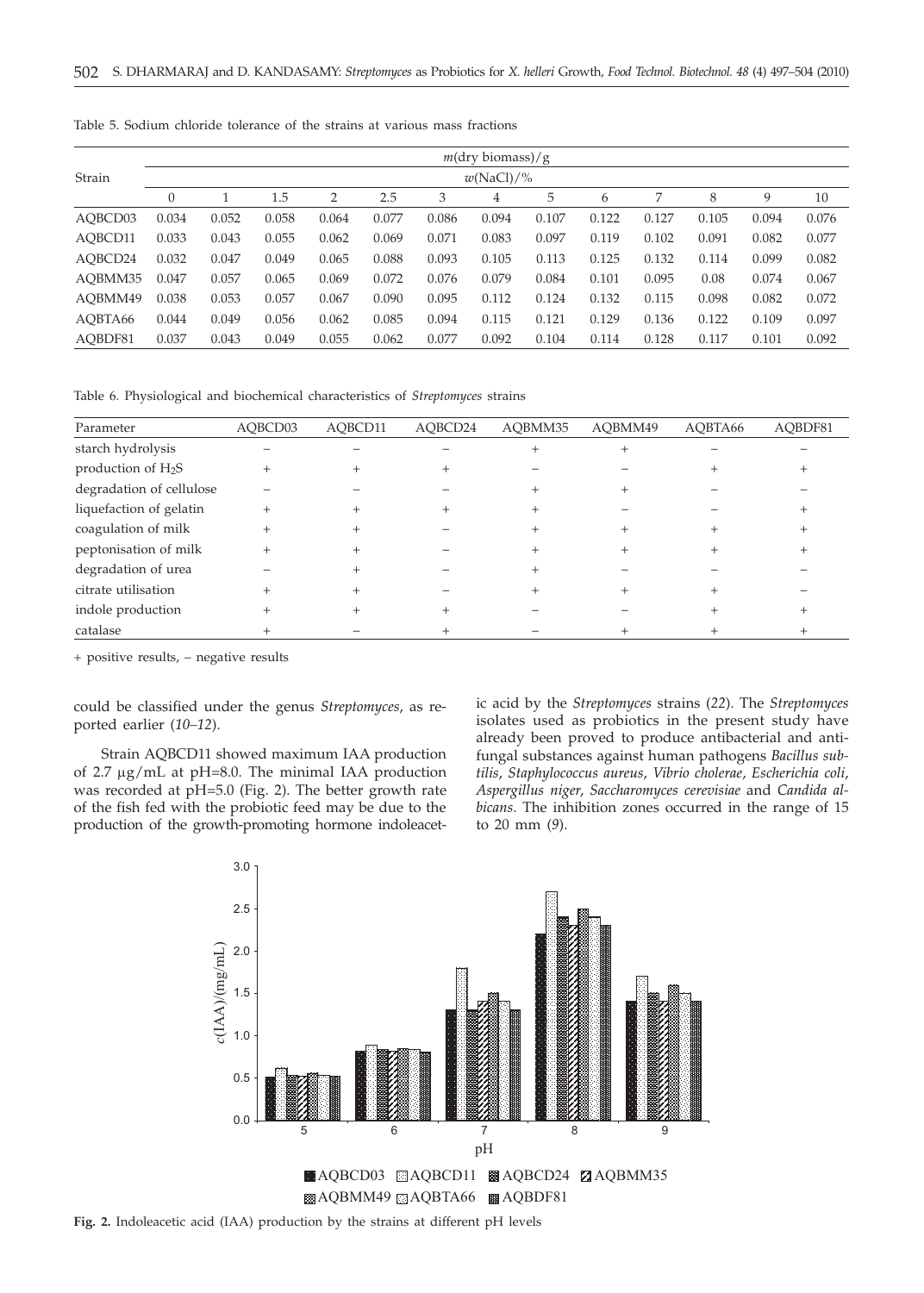Table 5. Sodium chloride tolerance of the strains at various mass fractions

| Strain | $m$(dry biomass)/g | | | | | | | | | | | | |
|---|---|---|---|---|---|---|---|---|---|---|---|---|---|
| | $w$(NaCl)/% | | | | | | | | | | | | |
| | 0 | 1 | 1.5 | 2 | 2.5 | 3 | 4 | 5 | 6 | 7 | 8 | 9 | 10 |
| AQBCD03 | 0.034 | 0.052 | 0.058 | 0.064 | 0.077 | 0.086 | 0.094 | 0.107 | 0.122 | 0.127 | 0.105 | 0.094 | 0.076 |
| AQBCD11 | 0.033 | 0.043 | 0.055 | 0.062 | 0.069 | 0.071 | 0.083 | 0.097 | 0.119 | 0.102 | 0.091 | 0.082 | 0.077 |
| AQBCD24 | 0.032 | 0.047 | 0.049 | 0.065 | 0.088 | 0.093 | 0.105 | 0.113 | 0.125 | 0.132 | 0.114 | 0.099 | 0.082 |
| AQBMM35 | 0.047 | 0.057 | 0.065 | 0.069 | 0.072 | 0.076 | 0.079 | 0.084 | 0.101 | 0.095 | 0.08 | 0.074 | 0.067 |
| AQBMM49 | 0.038 | 0.053 | 0.057 | 0.067 | 0.090 | 0.095 | 0.112 | 0.124 | 0.132 | 0.115 | 0.098 | 0.082 | 0.072 |
| AQBTA66 | 0.044 | 0.049 | 0.056 | 0.062 | 0.085 | 0.094 | 0.115 | 0.121 | 0.129 | 0.136 | 0.122 | 0.109 | 0.097 |
| AQBDF81 | 0.037 | 0.043 | 0.049 | 0.055 | 0.062 | 0.077 | 0.092 | 0.104 | 0.114 | 0.128 | 0.117 | 0.101 | 0.092 |

Table 6. Physiological and biochemical characteristics of *Streptomyces* strains

| Parameter | AQBCD03 | AQBCD11 | AQBCD24 | AQBMM35 | AQBMM49 | AQBTA66 | AQBDF81 |
|---|---|---|---|---|---|---|---|
| starch hydrolysis | – | – | – | + | + | – | – |
| production of $H_2S$ | + | + | + | – | – | + | + |
| degradation of cellulose | – | – | – | + | + | – | – |
| liquefaction of gelatin | + | + | + | + | – | – | + |
| coagulation of milk | + | + | – | + | + | + | + |
| peptonisation of milk | + | + | – | + | + | + | + |
| degradation of urea | – | + | – | + | – | – | – |
| citrate utilisation | + | + | – | + | + | + | – |
| indole production | + | + | + | – | – | + | + |
| catalase | + | – | + | – | + | + | + |

+ positive results, – negative results

could be classified under the genus *Streptomyces*, as reported earlier (*10–12*).

Strain AQBCD11 showed maximum IAA production of 2.7 µg/mL at pH=8.0. The minimal IAA production was recorded at pH=5.0 (Fig. 2). The better growth rate of the fish fed with the probiotic feed may be due to the production of the growth-promoting hormone indoleacetic acid by the *Streptomyces* strains (*22*). The *Streptomyces* isolates used as probiotics in the present study have already been proved to produce antibacterial and antifungal substances against human pathogens *Bacillus subtilis*, *Staphylococcus aureus*, *Vibrio cholerae*, *Escherichia coli*, *Aspergillus niger*, *Saccharomyces cerevisiae* and *Candida albicans*. The inhibition zones occurred in the range of 15 to 20 mm (*9*).

**Fig. 2.** Indoleacetic acid (IAA) production by the strains at different pH levels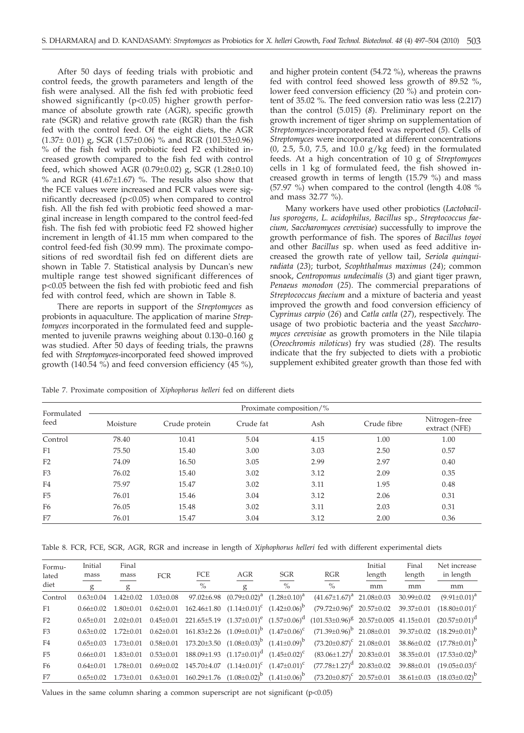After 50 days of feeding trials with probiotic and control feeds, the growth parameters and length of the fish were analysed. All the fish fed with probiotic feed showed significantly ($p<0.05$) higher growth performance of absolute growth rate (AGR), specific growth rate (SGR) and relative growth rate (RGR) than the fish fed with the control feed. Of the eight diets, the AGR (1.37± 0.01) g, SGR (1.57±0.06) % and RGR (101.53±0.96) % of the fish fed with probiotic feed F2 exhibited increased growth compared to the fish fed with control feed, which showed AGR (0.79±0.02) g, SGR (1.28±0.10) % and RGR (41.67±1.67) %. The results also show that the FCE values were increased and FCR values were significantly decreased ($p<0.05$) when compared to control fish. All the fish fed with probiotic feed showed a marginal increase in length compared to the control feed-fed fish. The fish fed with probiotic feed F2 showed higher increment in length of 41.15 mm when compared to the control feed-fed fish (30.99 mm). The proximate compositions of red swordtail fish fed on different diets are shown in Table 7. Statistical analysis by Duncan's new multiple range test showed significant differences of $p<0.05$ between the fish fed with probiotic feed and fish fed with control feed, which are shown in Table 8.

There are reports in support of the *Streptomyces* as probionts in aquaculture. The application of marine *Streptomyces* incorporated in the formulated feed and supplemented to juvenile prawns weighing about 0.130–0.160 g was studied. After 50 days of feeding trials, the prawns fed with *Streptomyces*-incorporated feed showed improved growth (140.54 %) and feed conversion efficiency (45 %), and higher protein content (54.72 %), whereas the prawns fed with control feed showed less growth of 89.52 %, lower feed conversion efficiency (20 %) and protein content of 35.02 %. The feed conversion ratio was less (2.217) than the control (5.015) (*8*). Preliminary report on the growth increment of tiger shrimp on supplementation of *Streptomyces*-incorporated feed was reported (*5*). Cells of *Streptomyces* were incorporated at different concentrations (0, 2.5, 5.0, 7.5, and 10.0 g/kg feed) in the formulated feeds. At a high concentration of 10 g of *Streptomyces* cells in 1 kg of formulated feed, the fish showed increased growth in terms of length (15.79 %) and mass (57.97 %) when compared to the control (length 4.08 % and mass 32.77 %).

Many workers have used other probiotics (*Lactobacillus sporogens, L. acidophilus, Bacillus* sp.*, Streptococcus faecium, Saccharomyces cerevisiae*) successfully to improve the growth performance of fish. The spores of *Bacillus toyoi* and other *Bacillus* sp. when used as feed additive increased the growth rate of yellow tail, *Seriola quinquiradiata* (*23*); turbot, *Scophthalmus maximus* (*24*); common snook, *Centropomus undecimalis* (*3*) and giant tiger prawn, *Penaeus monodon* (*25*). The commercial preparations of *Streptococcus faecium* and a mixture of bacteria and yeast improved the growth and food conversion efficiency of *Cyprinus carpio* (*26*) and *Catla catla* (*27*), respectively. The usage of two probiotic bacteria and the yeast *Saccharomyces cerevisiae* as growth promoters in the Nile tilapia (*Oreochromis niloticus*) fry was studied (*28*). The results indicate that the fry subjected to diets with a probiotic supplement exhibited greater growth than those fed with

Table 7. Proximate composition of *Xiphophorus helleri* fed on different diets

| Formulated feed | Proximate composition/% | | | | | |
|---|---|---|---|---|---|---|
| | Moisture | Crude protein | Crude fat | Ash | Crude fibre | Nitrogen–free extract (NFE) |
| Control | 78.40 | 10.41 | 5.04 | 4.15 | 1.00 | 1.00 |
| F1 | 75.50 | 15.40 | 3.00 | 3.03 | 2.50 | 0.57 |
| F2 | 74.09 | 16.50 | 3.05 | 2.99 | 2.97 | 0.40 |
| F3 | 76.02 | 15.40 | 3.02 | 3.12 | 2.09 | 0.35 |
| F4 | 75.97 | 15.47 | 3.02 | 3.11 | 1.95 | 0.48 |
| F5 | 76.01 | 15.46 | 3.04 | 3.12 | 2.06 | 0.31 |
| F6 | 76.05 | 15.48 | 3.02 | 3.11 | 2.03 | 0.31 |
| F7 | 76.01 | 15.47 | 3.04 | 3.12 | 2.00 | 0.36 |

Table 8. FCR, FCE, SGR, AGR, RGR and increase in length of *Xiphophorus helleri* fed with different experimental diets

| Formulated diet | Initial mass / g | Final mass / g | FCR | FCE / % | AGR / g | SGR / % | RGR / % | Initial length / mm | Final length / mm | Net increase in length / mm |
|---|---|---|---|---|---|---|---|---|---|---|
| Control | 0.63±0.04 | 1.42±0.02 | 1.03±0.08 | 97.02±6.98 | $(0.79±0.02)^a$ | $(1.28±0.10)^a$ | $(41.67±1.67)^a$ | 21.08±0.03 | 30.99±0.02 | $(9.91±0.01)^a$ |
| F1 | 0.66±0.02 | 1.80±0.01 | 0.62±0.01 | 162.46±1.80 | $(1.14±0.01)^c$ | $(1.42±0.06)^b$ | $(79.72±0.96)^e$ | 20.57±0.02 | 39.37±0.01 | $(18.80±0.01)^c$ |
| F2 | 0.65±0.01 | 2.02±0.01 | 0.45±0.01 | 221.65±5.19 | $(1.37±0.01)^e$ | $(1.57±0.06)^d$ | $(101.53±0.96)^g$ | 20.57±0.005 | 41.15±0.01 | $(20.57±0.01)^d$ |
| F3 | 0.63±0.02 | 1.72±0.01 | 0.62±0.01 | 161.83±2.26 | $(1.09±0.01)^b$ | $(1.47±0.06)^c$ | $(71.39±0.96)^b$ | 21.08±0.01 | 39.37±0.02 | $(18.29±0.01)^b$ |
| F4 | 0.65±0.03 | 1.73±0.01 | 0.58±0.01 | 173.20±3.50 | $(1.08±0.03)^b$ | $(1.41±0.09)^b$ | $(73.20±0.87)^c$ | 21.08±0.01 | 38.86±0.02 | $(17.78±0.01)^b$ |
| F5 | 0.66±0.01 | 1.83±0.01 | 0.53±0.01 | 188.09±1.93 | $(1.17±0.01)^d$ | $(1.45±0.02)^c$ | $(83.06±1.27)^f$ | 20.83±0.01 | 38.35±0.01 | $(17.53±0.02)^b$ |
| F6 | 0.64±0.01 | 1.78±0.01 | 0.69±0.02 | 145.70±4.07 | $(1.14±0.01)^c$ | $(1.47±0.01)^c$ | $(77.78±1.27)^d$ | 20.83±0.02 | 39.88±0.01 | $(19.05±0.03)^c$ |
| F7 | 0.65±0.02 | 1.73±0.01 | 0.63±0.01 | 160.29±1.76 | $(1.08±0.02)^b$ | $(1.41±0.06)^b$ | $(73.20±0.87)^c$ | 20.57±0.01 | 38.61±0.03 | $(18.03±0.02)^b$ |

Values in the same column sharing a common superscript are not significant ($p<0.05$)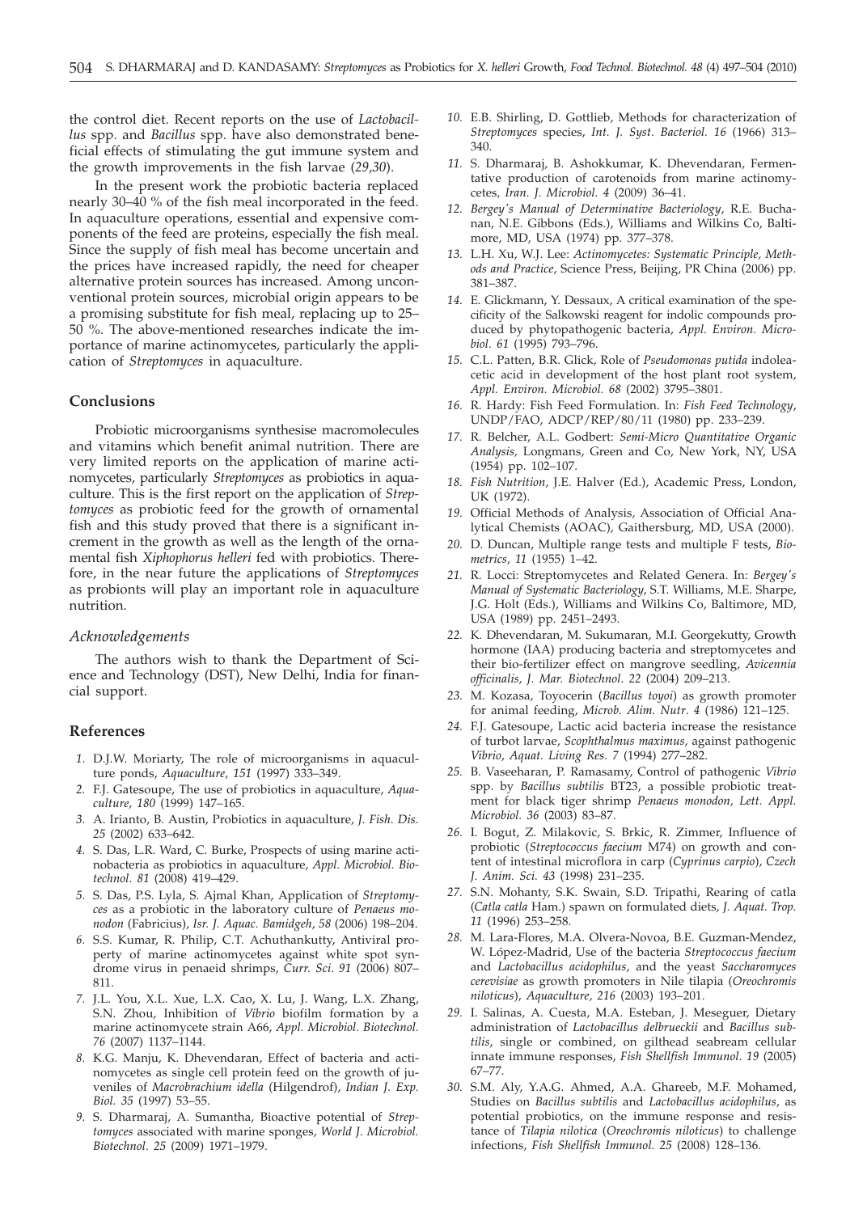the control diet. Recent reports on the use of *Lactobacillus* spp. and *Bacillus* spp. have also demonstrated beneficial effects of stimulating the gut immune system and the growth improvements in the fish larvae (*29*,*30*).

In the present work the probiotic bacteria replaced nearly 30–40 % of the fish meal incorporated in the feed. In aquaculture operations, essential and expensive components of the feed are proteins, especially the fish meal. Since the supply of fish meal has become uncertain and the prices have increased rapidly, the need for cheaper alternative protein sources has increased. Among unconventional protein sources, microbial origin appears to be a promising substitute for fish meal, replacing up to 25–50 %. The above-mentioned researches indicate the importance of marine actinomycetes, particularly the application of *Streptomyces* in aquaculture.

## Conclusions

Probiotic microorganisms synthesise macromolecules and vitamins which benefit animal nutrition. There are very limited reports on the application of marine actinomycetes, particularly *Streptomyces* as probiotics in aquaculture. This is the first report on the application of *Streptomyces* as probiotic feed for the growth of ornamental fish and this study proved that there is a significant increment in the growth as well as the length of the ornamental fish *Xiphophorus helleri* fed with probiotics. Therefore, in the near future the applications of *Streptomyces* as probionts will play an important role in aquaculture nutrition.

### *Acknowledgements*

The authors wish to thank the Department of Science and Technology (DST), New Delhi, India for financial support.

## References

*1.* D.J.W. Moriarty, The role of microorganisms in aquaculture ponds, *Aquaculture*, *151* (1997) 333–349.

*2.* F.J. Gatesoupe, The use of probiotics in aquaculture, *Aquaculture*, *180* (1999) 147–165.

*3.* A. Irianto, B. Austin, Probiotics in aquaculture, *J. Fish. Dis. 25* (2002) 633–642.

*4.* S. Das, L.R. Ward, C. Burke, Prospects of using marine actinobacteria as probiotics in aquaculture, *Appl. Microbiol. Biotechnol. 81* (2008) 419–429.

*5.* S. Das, P.S. Lyla, S. Ajmal Khan, Application of *Streptomyces* as a probiotic in the laboratory culture of *Penaeus monodon* (Fabricius), *Isr. J. Aquac. Bamidgeh*, *58* (2006) 198–204.

*6.* S.S. Kumar, R. Philip, C.T. Achuthankutty, Antiviral property of marine actinomycetes against white spot syndrome virus in penaeid shrimps, *Curr. Sci. 91* (2006) 807–811.

*7.* J.L. You, X.L. Xue, L.X. Cao, X. Lu, J. Wang, L.X. Zhang, S.N. Zhou, Inhibition of *Vibrio* biofilm formation by a marine actinomycete strain A66, *Appl. Microbiol. Biotechnol. 76* (2007) 1137–1144.

*8.* K.G. Manju, K. Dhevendaran, Effect of bacteria and actinomycetes as single cell protein feed on the growth of juveniles of *Macrobrachium idella* (Hilgendrof), *Indian J. Exp. Biol. 35* (1997) 53–55.

*9.* S. Dharmaraj, A. Sumantha, Bioactive potential of *Streptomyces* associated with marine sponges, *World J. Microbiol. Biotechnol. 25* (2009) 1971–1979.

*10.* E.B. Shirling, D. Gottlieb, Methods for characterization of *Streptomyces* species, *Int. J. Syst. Bacteriol. 16* (1966) 313–340.

*11.* S. Dharmaraj, B. Ashokkumar, K. Dhevendaran, Fermentative production of carotenoids from marine actinomycetes, *Iran. J. Microbiol. 4* (2009) 36–41.

*12.* *Bergey's Manual of Determinative Bacteriology*, R.E. Buchanan, N.E. Gibbons (Eds.), Williams and Wilkins Co, Baltimore, MD, USA (1974) pp. 377–378.

*13.* L.H. Xu, W.J. Lee: *Actinomycetes: Systematic Principle, Methods and Practice*, Science Press, Beijing, PR China (2006) pp. 381–387.

*14.* E. Glickmann, Y. Dessaux, A critical examination of the specificity of the Salkowski reagent for indolic compounds produced by phytopathogenic bacteria, *Appl. Environ. Microbiol. 61* (1995) 793–796.

*15.* C.L. Patten, B.R. Glick, Role of *Pseudomonas putida* indoleacetic acid in development of the host plant root system, *Appl. Environ. Microbiol. 68* (2002) 3795–3801.

*16.* R. Hardy: Fish Feed Formulation. In: *Fish Feed Technology*, UNDP/FAO, ADCP/REP/80/11 (1980) pp. 233–239.

*17.* R. Belcher, A.L. Godbert: *Semi-Micro Quantitative Organic Analysis*, Longmans, Green and Co, New York, NY, USA (1954) pp. 102–107.

*18.* *Fish Nutrition*, J.E. Halver (Ed.), Academic Press, London, UK (1972).

*19.* Official Methods of Analysis, Association of Official Analytical Chemists (AOAC), Gaithersburg, MD, USA (2000).

*20.* D. Duncan, Multiple range tests and multiple F tests, *Biometrics*, *11* (1955) 1–42.

*21.* R. Locci: Streptomycetes and Related Genera. In: *Bergey's Manual of Systematic Bacteriology*, S.T. Williams, M.E. Sharpe, J.G. Holt (Eds.), Williams and Wilkins Co, Baltimore, MD, USA (1989) pp. 2451–2493.

*22.* K. Dhevendaran, M. Sukumaran, M.I. Georgekutty, Growth hormone (IAA) producing bacteria and streptomycetes and their bio-fertilizer effect on mangrove seedling, *Avicennia officinalis*, *J. Mar. Biotechnol. 22* (2004) 209–213.

*23.* M. Kozasa, Toyocerin (*Bacillus toyoi*) as growth promoter for animal feeding, *Microb. Alim. Nutr. 4* (1986) 121–125.

*24.* F.J. Gatesoupe, Lactic acid bacteria increase the resistance of turbot larvae, *Scophthalmus maximus*, against pathogenic *Vibrio*, *Aquat. Living Res. 7* (1994) 277–282.

*25.* B. Vaseeharan, P. Ramasamy, Control of pathogenic *Vibrio* spp. by *Bacillus subtilis* BT23, a possible probiotic treatment for black tiger shrimp *Penaeus monodon, Lett. Appl. Microbiol. 36* (2003) 83–87.

*26.* I. Bogut, Z. Milakovic, S. Brkic, R. Zimmer, Influence of probiotic (*Streptococcus faecium* M74) on growth and content of intestinal microflora in carp (*Cyprinus carpio*), *Czech J. Anim. Sci. 43* (1998) 231–235.

*27.* S.N. Mohanty, S.K. Swain, S.D. Tripathi, Rearing of catla (*Catla catla* Ham.) spawn on formulated diets, *J. Aquat. Trop. 11* (1996) 253–258.

*28.* M. Lara-Flores, M.A. Olvera-Novoa, B.E. Guzman-Mendez, W. López-Madrid, Use of the bacteria *Streptococcus faecium* and *Lactobacillus acidophilus*, and the yeast *Saccharomyces cerevisiae* as growth promoters in Nile tilapia (*Oreochromis niloticus*), *Aquaculture*, *216* (2003) 193–201.

*29.* I. Salinas, A. Cuesta, M.A. Esteban, J. Meseguer, Dietary administration of *Lactobacillus delbrueckii* and *Bacillus subtilis*, single or combined, on gilthead seabream cellular innate immune responses, *Fish Shellfish Immunol. 19* (2005) 67–77.

*30.* S.M. Aly, Y.A.G. Ahmed, A.A. Ghareeb, M.F. Mohamed, Studies on *Bacillus subtilis* and *Lactobacillus acidophilus*, as potential probiotics, on the immune response and resistance of *Tilapia nilotica* (*Oreochromis niloticus*) to challenge infections, *Fish Shellfish Immunol. 25* (2008) 128–136.